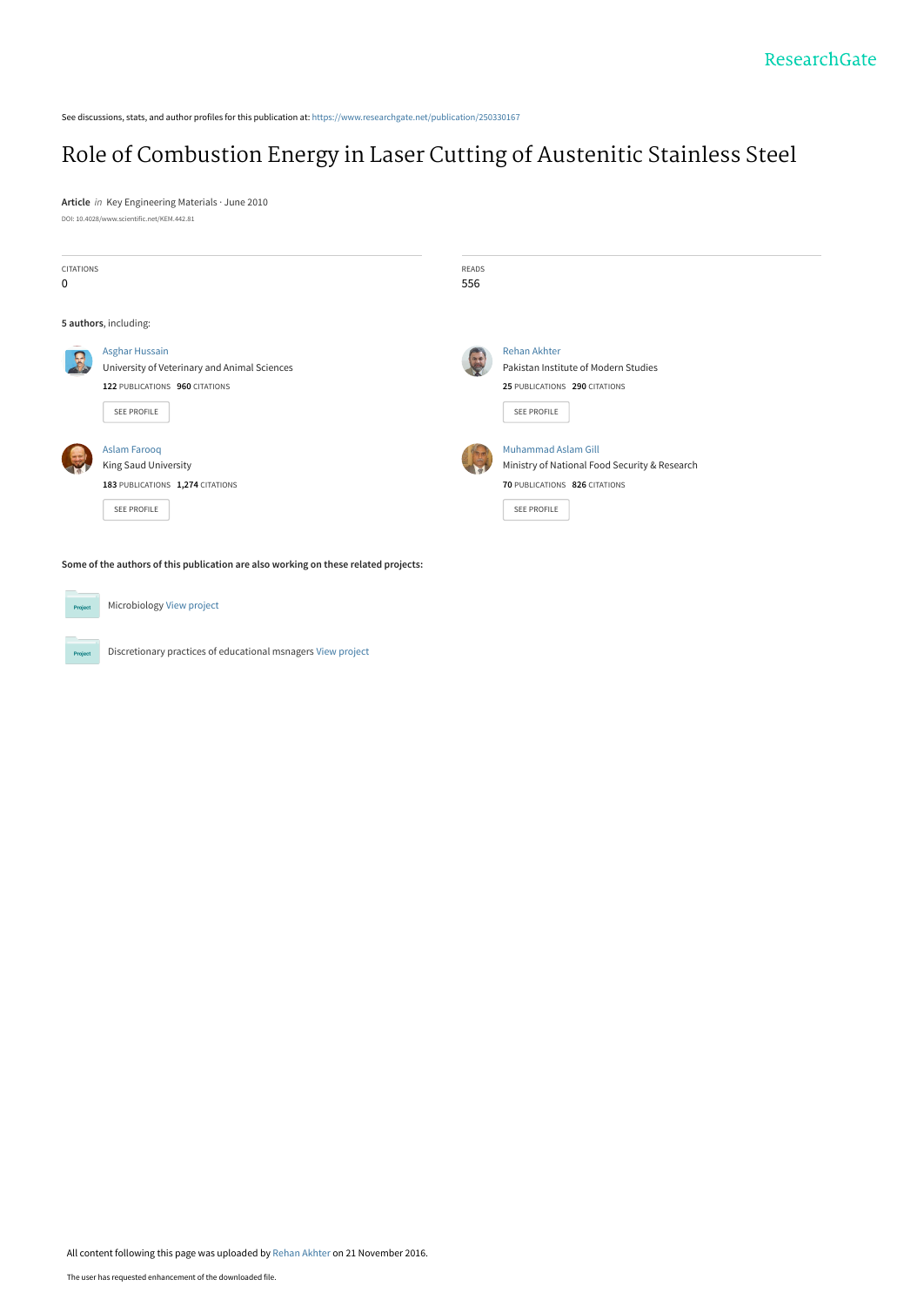See discussions, stats, and author profiles for this publication at: https://www.researchgate.net/publication/250330167

# Role of Combustion Energy in Laser Cutting of Austenitic Stainless Steel

**Article** *in* Key Engineering Materials · June 2010

DOI: 10.4028/www.scientific.net/KEM.442.81

CITATIONS
0

READS
556

**5 authors**, including:

Asghar Hussain
University of Veterinary and Animal Sciences
**122** PUBLICATIONS **960** CITATIONS
SEE PROFILE

Rehan Akhter
Pakistan Institute of Modern Studies
**25** PUBLICATIONS **290** CITATIONS
SEE PROFILE

Aslam Farooq
King Saud University
**183** PUBLICATIONS **1,274** CITATIONS
SEE PROFILE

Muhammad Aslam Gill
Ministry of National Food Security & Research
**70** PUBLICATIONS **826** CITATIONS
SEE PROFILE

**Some of the authors of this publication are also working on these related projects:**

Microbiology View project

Discretionary practices of educational msnagers View project

All content following this page was uploaded by Rehan Akhter on 21 November 2016.

The user has requested enhancement of the downloaded file.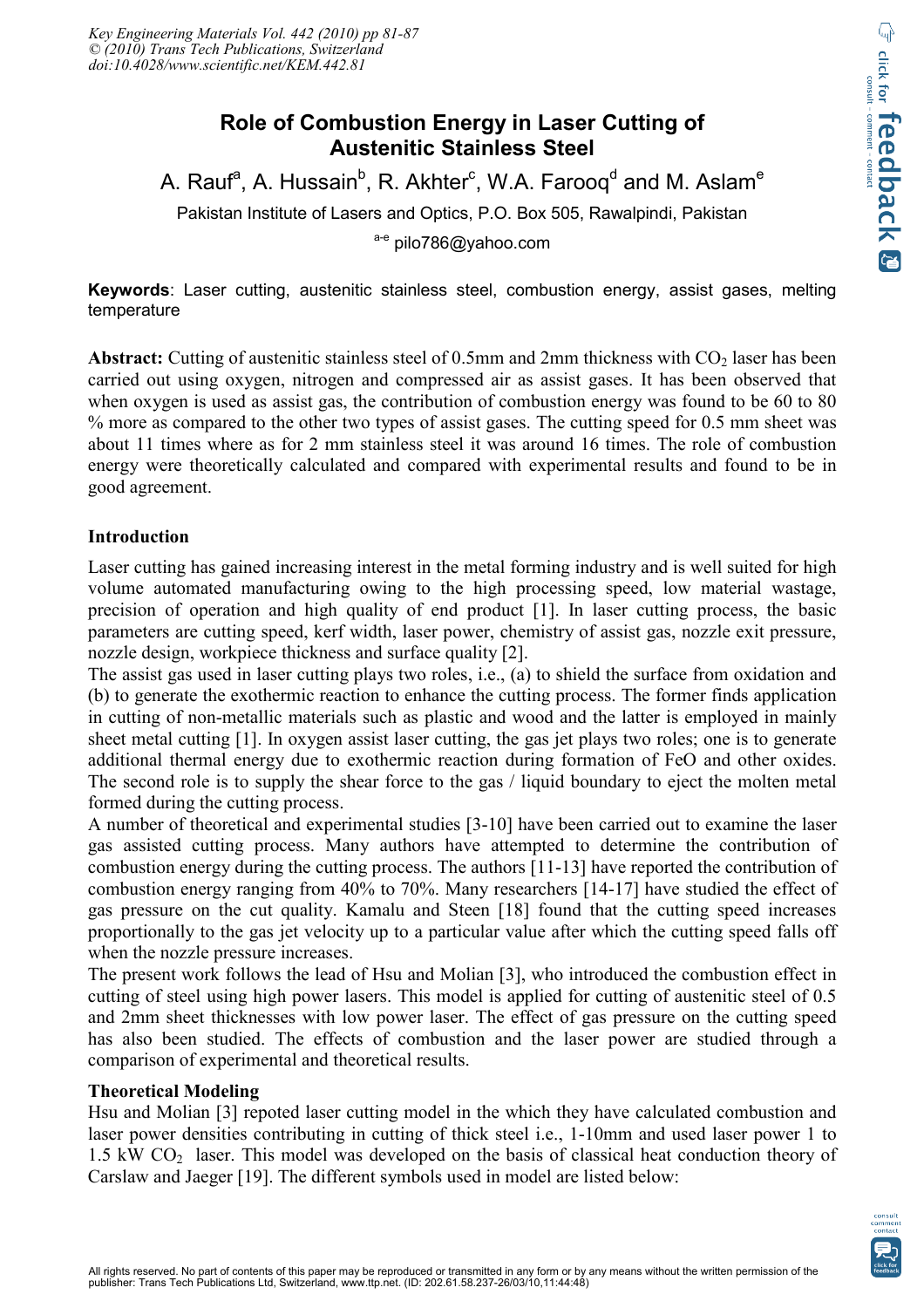# Role of Combustion Energy in Laser Cutting of Austenitic Stainless Steel

A. Rauf[a], A. Hussain[b], R. Akhter[c], W.A. Farooq[d] and M. Aslam[e]

Pakistan Institute of Lasers and Optics, P.O. Box 505, Rawalpindi, Pakistan

[a-e] pilo786@yahoo.com

**Keywords**: Laser cutting, austenitic stainless steel, combustion energy, assist gases, melting temperature

**Abstract:** Cutting of austenitic stainless steel of 0.5mm and 2mm thickness with $CO_2$ laser has been carried out using oxygen, nitrogen and compressed air as assist gases. It has been observed that when oxygen is used as assist gas, the contribution of combustion energy was found to be 60 to 80 % more as compared to the other two types of assist gases. The cutting speed for 0.5 mm sheet was about 11 times where as for 2 mm stainless steel it was around 16 times. The role of combustion energy were theoretically calculated and compared with experimental results and found to be in good agreement.

## Introduction

Laser cutting has gained increasing interest in the metal forming industry and is well suited for high volume automated manufacturing owing to the high processing speed, low material wastage, precision of operation and high quality of end product [1]. In laser cutting process, the basic parameters are cutting speed, kerf width, laser power, chemistry of assist gas, nozzle exit pressure, nozzle design, workpiece thickness and surface quality [2].

The assist gas used in laser cutting plays two roles, i.e., (a) to shield the surface from oxidation and (b) to generate the exothermic reaction to enhance the cutting process. The former finds application in cutting of non-metallic materials such as plastic and wood and the latter is employed in mainly sheet metal cutting [1]. In oxygen assist laser cutting, the gas jet plays two roles; one is to generate additional thermal energy due to exothermic reaction during formation of FeO and other oxides. The second role is to supply the shear force to the gas / liquid boundary to eject the molten metal formed during the cutting process.

A number of theoretical and experimental studies [3-10] have been carried out to examine the laser gas assisted cutting process. Many authors have attempted to determine the contribution of combustion energy during the cutting process. The authors [11-13] have reported the contribution of combustion energy ranging from 40% to 70%. Many researchers [14-17] have studied the effect of gas pressure on the cut quality. Kamalu and Steen [18] found that the cutting speed increases proportionally to the gas jet velocity up to a particular value after which the cutting speed falls off when the nozzle pressure increases.

The present work follows the lead of Hsu and Molian [3], who introduced the combustion effect in cutting of steel using high power lasers. This model is applied for cutting of austenitic steel of 0.5 and 2mm sheet thicknesses with low power laser. The effect of gas pressure on the cutting speed has also been studied. The effects of combustion and the laser power are studied through a comparison of experimental and theoretical results.

## Theoretical Modeling

Hsu and Molian [3] repoted laser cutting model in the which they have calculated combustion and laser power densities contributing in cutting of thick steel i.e., 1-10mm and used laser power 1 to 1.5 kW $CO_2$ laser. This model was developed on the basis of classical heat conduction theory of Carslaw and Jaeger [19]. The different symbols used in model are listed below: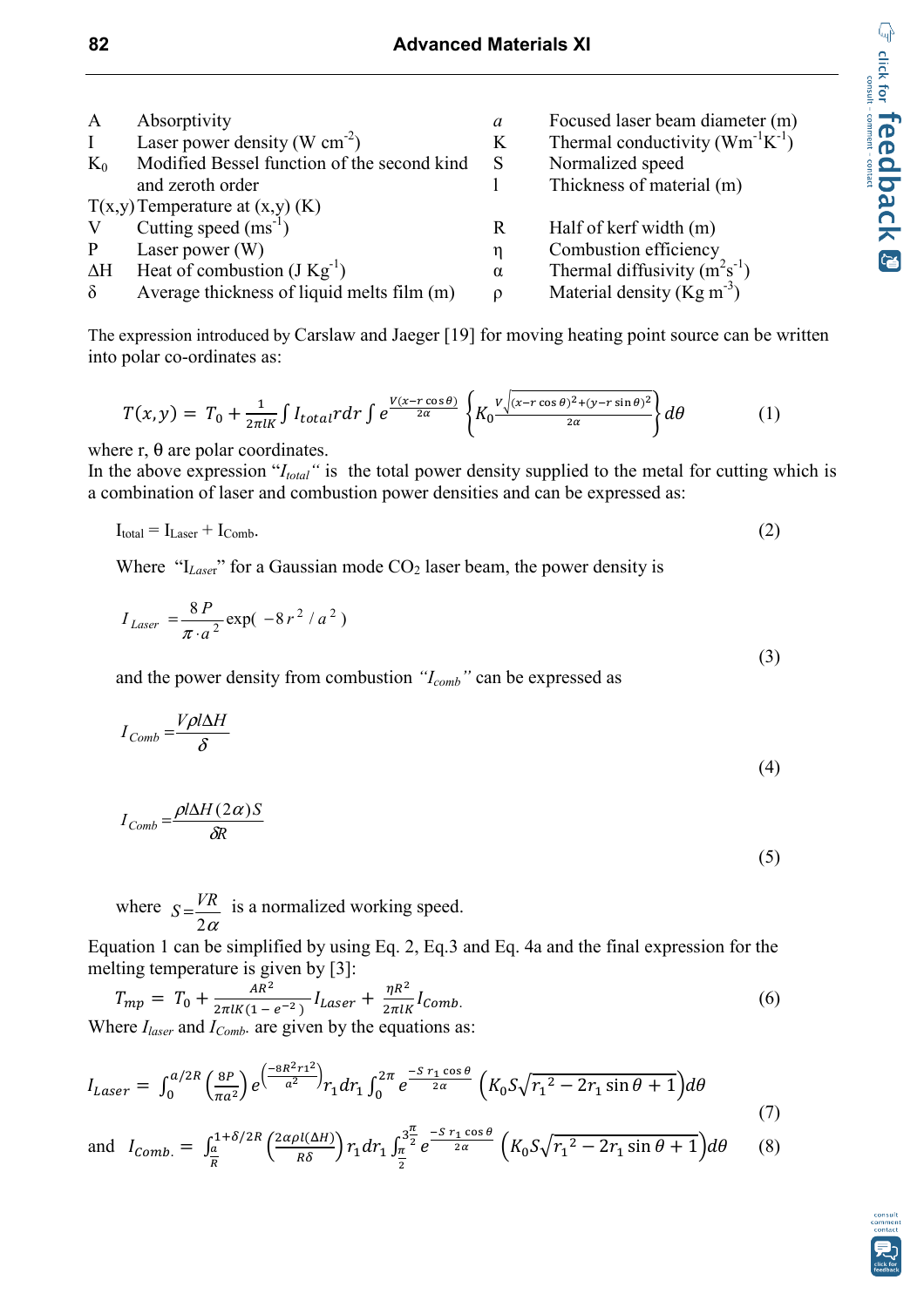| | | | |
|---|---|---|---|
| A | Absorptivity | $a$ | Focused laser beam diameter (m) |
| I | Laser power density (W cm$^{-2}$) | K | Thermal conductivity (Wm$^{-1}$K$^{-1}$) |
| $K_0$ | Modified Bessel function of the second kind and zeroth order | S | Normalized speed |
| | | l | Thickness of material (m) |
| T(x,y) | Temperature at (x,y) (K) | | |
| V | Cutting speed (ms$^{-1}$) | R | Half of kerf width (m) |
| P | Laser power (W) | $\eta$ | Combustion efficiency |
| $\Delta$H | Heat of combustion (J Kg$^{-1}$) | $\alpha$ | Thermal diffusivity (m$^2$s$^{-1}$) |
| $\delta$ | Average thickness of liquid melts film (m) | $\rho$ | Material density (Kg m$^{-3}$) |

The expression introduced by Carslaw and Jaeger [19] for moving heating point source can be written into polar co-ordinates as:

$$T(x,y) = T_0 + \frac{1}{2\pi l K}\int I_{total} r dr \int e^{\frac{V(x - r\cos\theta)}{2\alpha}} \left\{ K_0 \frac{V\sqrt{(x-r\cos\theta)^2 + (y - r\sin\theta)^2}}{2\alpha} \right\} d\theta \tag{1}$$

where r, θ are polar coordinates.
In the above expression "$I_{total}$" is the total power density supplied to the metal for cutting which is a combination of laser and combustion power densities and can be expressed as:

$$I_{total} = I_{Laser} + I_{Comb}. \tag{2}$$

Where "$I_{Laser}$" for a Gaussian mode $CO_2$ laser beam, the power density is

$$I_{Laser} = \frac{8P}{\pi \cdot a^2}\exp(-8r^2/a^2) \tag{3}$$

and the power density from combustion "$I_{comb}$" can be expressed as

$$I_{Comb} = \frac{V\rho l \Delta H}{\delta} \tag{4}$$

$$I_{Comb} = \frac{\rho l \Delta H (2\alpha) S}{\delta R} \tag{5}$$

where $S = \frac{VR}{2\alpha}$ is a normalized working speed.

Equation 1 can be simplified by using Eq. 2, Eq.3 and Eq. 4a and the final expression for the melting temperature is given by [3]:

$$T_{mp} = T_0 + \frac{AR^2}{2\pi l K(1 - e^{-2})} I_{Laser} + \frac{\eta R^2}{2\pi l K} I_{Comb.} \tag{6}$$

Where $I_{laser}$ and $I_{Comb.}$ are given by the equations as:

$$I_{Laser} = \int_0^{a/2R} \left(\frac{8P}{\pi a^2}\right) e^{\left(\frac{-8R^2 r_1^2}{a^2}\right)} r_1 dr_1 \int_0^{2\pi} e^{\frac{-S\, r_1 \cos\theta}{2\alpha}} \left(K_0 S\sqrt{r_1^2 - 2r_1\sin\theta + 1}\right) d\theta \tag{7}$$

and

$$I_{Comb.} = \int_{\frac{a}{R}}^{1+\delta/2R} \left(\frac{2\alpha\rho l(\Delta H)}{R\delta}\right) r_1 dr_1 \int_{\frac{\pi}{2}}^{3\frac{\pi}{2}} e^{\frac{-S\, r_1\cos\theta}{2\alpha}} \left(K_0 S\sqrt{r_1^2 - 2r_1\sin\theta + 1}\right) d\theta \tag{8}$$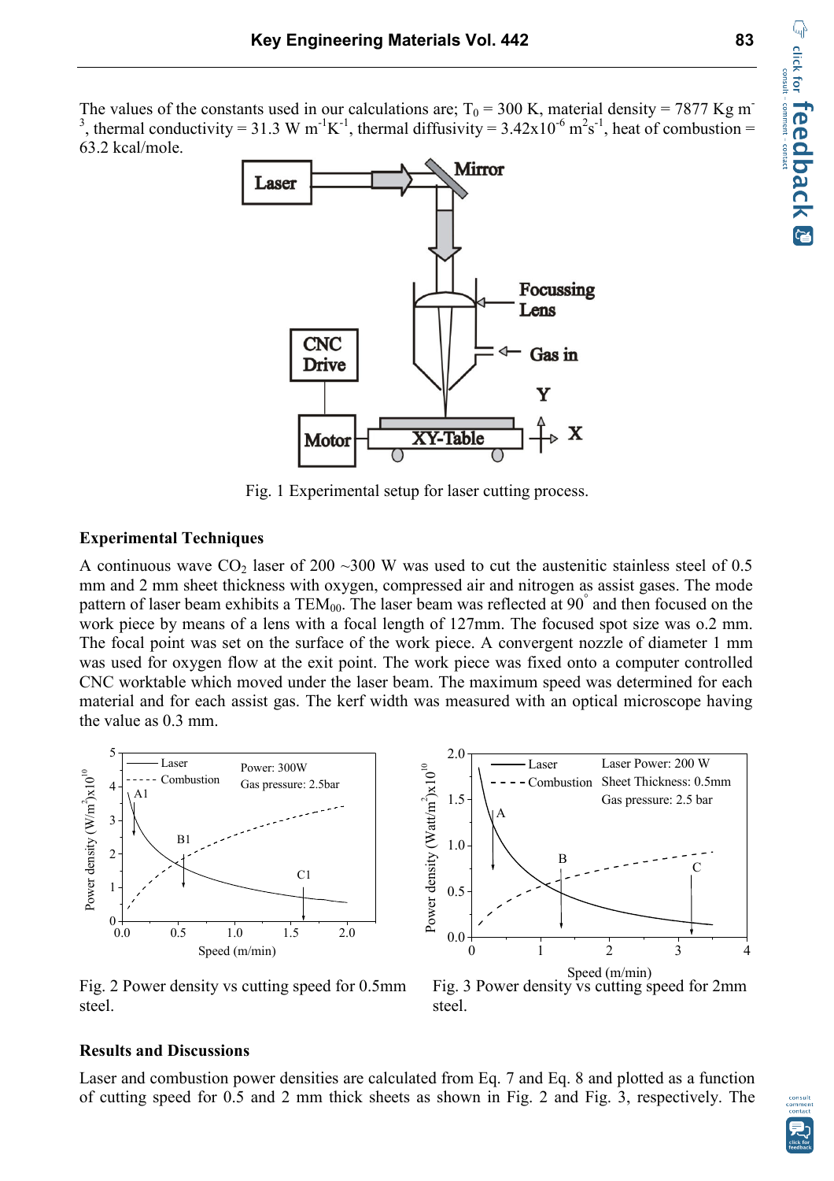The values of the constants used in our calculations are; $T_0$ = 300 K, material density = 7877 Kg $m^{-3}$, thermal conductivity = 31.3 W $m^{-1}K^{-1}$, thermal diffusivity = $3.42 \times 10^{-6}$ $m^2s^{-1}$, heat of combustion = 63.2 kcal/mole.

Fig. 1 Experimental setup for laser cutting process.

### Experimental Techniques

A continuous wave $CO_2$ laser of 200 ~300 W was used to cut the austenitic stainless steel of 0.5 mm and 2 mm sheet thickness with oxygen, compressed air and nitrogen as assist gases. The mode pattern of laser beam exhibits a $TEM_{00}$. The laser beam was reflected at 90° and then focused on the work piece by means of a lens with a focal length of 127mm. The focused spot size was o.2 mm. The focal point was set on the surface of the work piece. A convergent nozzle of diameter 1 mm was used for oxygen flow at the exit point. The work piece was fixed onto a computer controlled CNC worktable which moved under the laser beam. The maximum speed was determined for each material and for each assist gas. The kerf width was measured with an optical microscope having the value as 0.3 mm.

Fig. 2 Power density vs cutting speed for 0.5mm steel.

Fig. 3 Power density vs cutting speed for 2mm steel.

### Results and Discussions

Laser and combustion power densities are calculated from Eq. 7 and Eq. 8 and plotted as a function of cutting speed for 0.5 and 2 mm thick sheets as shown in Fig. 2 and Fig. 3, respectively. The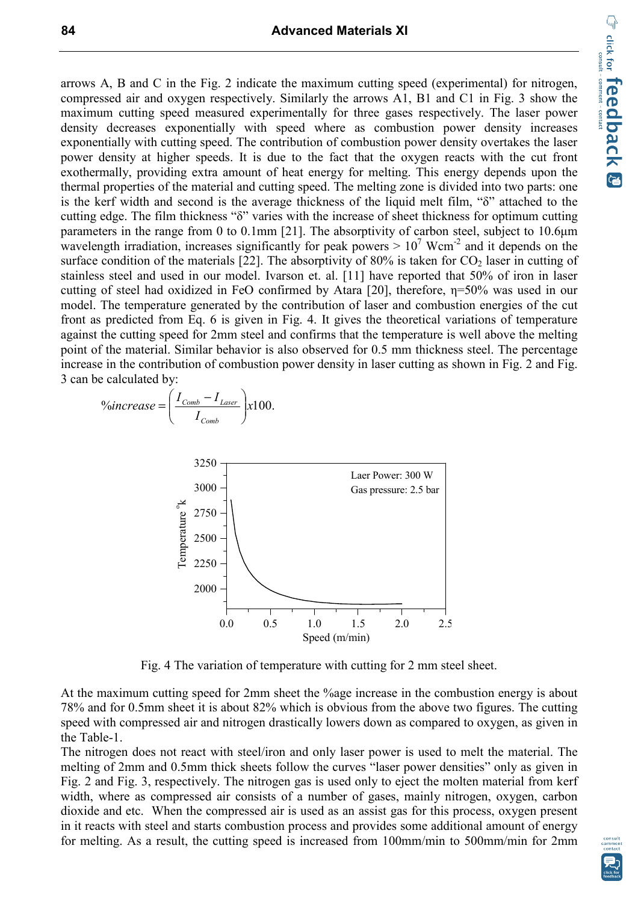arrows A, B and C in the Fig. 2 indicate the maximum cutting speed (experimental) for nitrogen, compressed air and oxygen respectively. Similarly the arrows A1, B1 and C1 in Fig. 3 show the maximum cutting speed measured experimentally for three gases respectively. The laser power density decreases exponentially with speed where as combustion power density increases exponentially with cutting speed. The contribution of combustion power density overtakes the laser power density at higher speeds. It is due to the fact that the oxygen reacts with the cut front exothermally, providing extra amount of heat energy for melting. This energy depends upon the thermal properties of the material and cutting speed. The melting zone is divided into two parts: one is the kerf width and second is the average thickness of the liquid melt film, "δ" attached to the cutting edge. The film thickness "δ" varies with the increase of sheet thickness for optimum cutting parameters in the range from 0 to 0.1mm [21]. The absorptivity of carbon steel, subject to 10.6μm wavelength irradiation, increases significantly for peak powers > $10^7$ Wcm$^{-2}$ and it depends on the surface condition of the materials [22]. The absorptivity of 80% is taken for $CO_2$ laser in cutting of stainless steel and used in our model. Ivarson et. al. [11] have reported that 50% of iron in laser cutting of steel had oxidized in FeO confirmed by Atara [20], therefore, η=50% was used in our model. The temperature generated by the contribution of laser and combustion energies of the cut front as predicted from Eq. 6 is given in Fig. 4. It gives the theoretical variations of temperature against the cutting speed for 2mm steel and confirms that the temperature is well above the melting point of the material. Similar behavior is also observed for 0.5 mm thickness steel. The percentage increase in the contribution of combustion power density in laser cutting as shown in Fig. 2 and Fig. 3 can be calculated by:

$$\%increase = \left(\frac{I_{Comb} - I_{Laser}}{I_{Comb}}\right) x100.$$

Fig. 4 The variation of temperature with cutting for 2 mm steel sheet.

At the maximum cutting speed for 2mm sheet the %age increase in the combustion energy is about 78% and for 0.5mm sheet it is about 82% which is obvious from the above two figures. The cutting speed with compressed air and nitrogen drastically lowers down as compared to oxygen, as given in the Table-1.

The nitrogen does not react with steel/iron and only laser power is used to melt the material. The melting of 2mm and 0.5mm thick sheets follow the curves "laser power densities" only as given in Fig. 2 and Fig. 3, respectively. The nitrogen gas is used only to eject the molten material from kerf width, where as compressed air consists of a number of gases, mainly nitrogen, oxygen, carbon dioxide and etc. When the compressed air is used as an assist gas for this process, oxygen present in it reacts with steel and starts combustion process and provides some additional amount of energy for melting. As a result, the cutting speed is increased from 100mm/min to 500mm/min for 2mm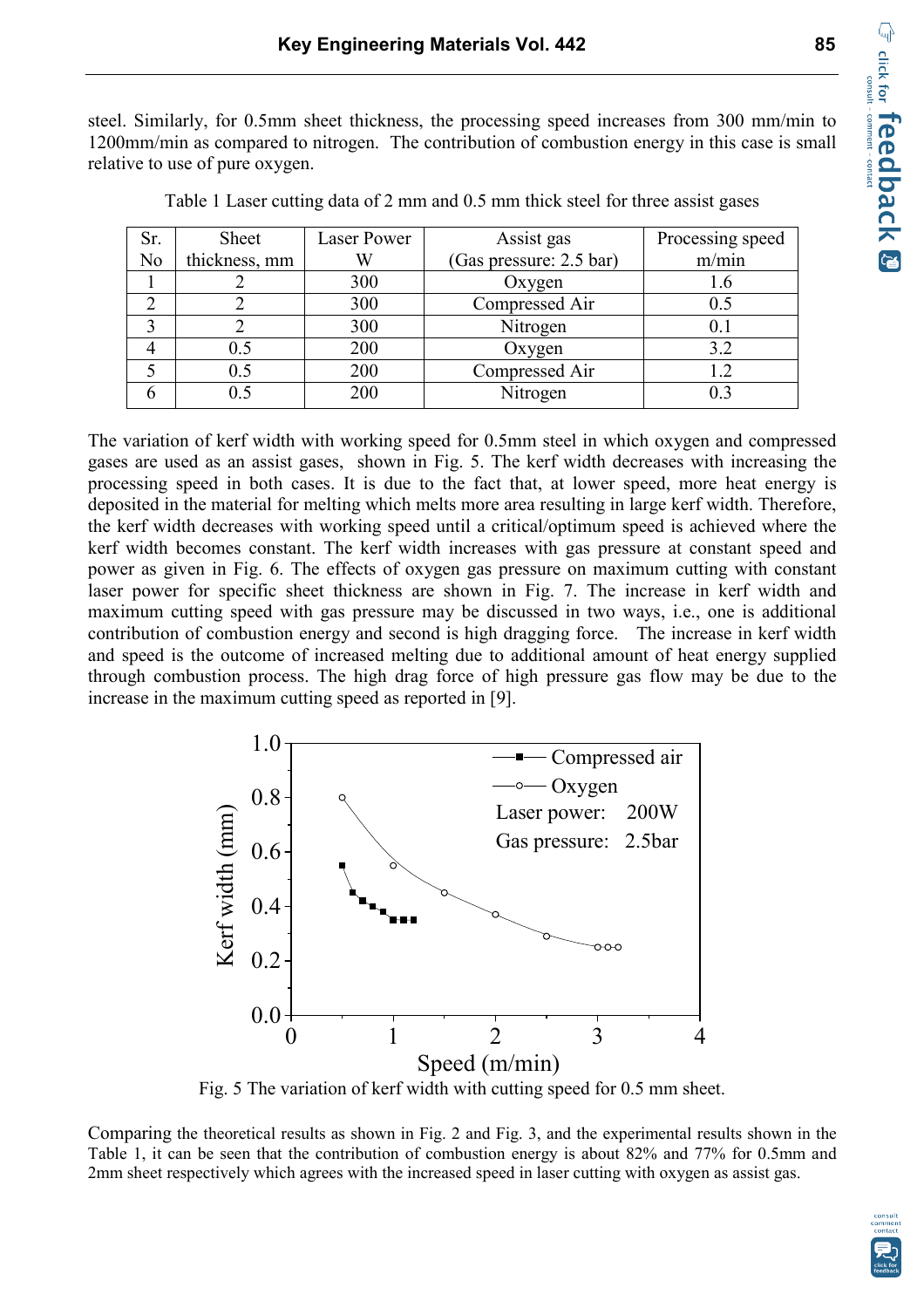steel. Similarly, for 0.5mm sheet thickness, the processing speed increases from 300 mm/min to 1200mm/min as compared to nitrogen. The contribution of combustion energy in this case is small relative to use of pure oxygen.

Table 1 Laser cutting data of 2 mm and 0.5 mm thick steel for three assist gases

| Sr. No | Sheet thickness, mm | Laser Power W | Assist gas (Gas pressure: 2.5 bar) | Processing speed m/min |
|---|---|---|---|---|
| 1 | 2 | 300 | Oxygen | 1.6 |
| 2 | 2 | 300 | Compressed Air | 0.5 |
| 3 | 2 | 300 | Nitrogen | 0.1 |
| 4 | 0.5 | 200 | Oxygen | 3.2 |
| 5 | 0.5 | 200 | Compressed Air | 1.2 |
| 6 | 0.5 | 200 | Nitrogen | 0.3 |

The variation of kerf width with working speed for 0.5mm steel in which oxygen and compressed gases are used as an assist gases, shown in Fig. 5. The kerf width decreases with increasing the processing speed in both cases. It is due to the fact that, at lower speed, more heat energy is deposited in the material for melting which melts more area resulting in large kerf width. Therefore, the kerf width decreases with working speed until a critical/optimum speed is achieved where the kerf width becomes constant. The kerf width increases with gas pressure at constant speed and power as given in Fig. 6. The effects of oxygen gas pressure on maximum cutting with constant laser power for specific sheet thickness are shown in Fig. 7. The increase in kerf width and maximum cutting speed with gas pressure may be discussed in two ways, i.e., one is additional contribution of combustion energy and second is high dragging force. The increase in kerf width and speed is the outcome of increased melting due to additional amount of heat energy supplied through combustion process. The high drag force of high pressure gas flow may be due to the increase in the maximum cutting speed as reported in [9].

Fig. 5 The variation of kerf width with cutting speed for 0.5 mm sheet.

Comparing the theoretical results as shown in Fig. 2 and Fig. 3, and the experimental results shown in the Table 1, it can be seen that the contribution of combustion energy is about 82% and 77% for 0.5mm and 2mm sheet respectively which agrees with the increased speed in laser cutting with oxygen as assist gas.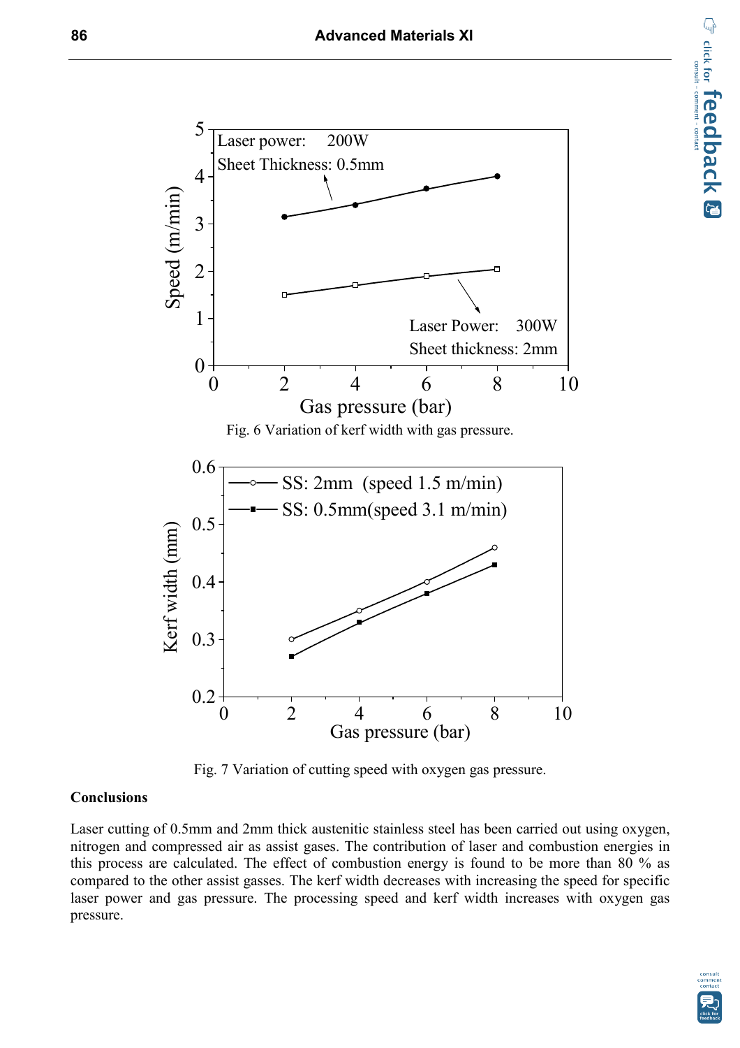Fig. 6 Variation of kerf width with gas pressure.

Fig. 7 Variation of cutting speed with oxygen gas pressure.

## Conclusions

Laser cutting of 0.5mm and 2mm thick austenitic stainless steel has been carried out using oxygen, nitrogen and compressed air as assist gases. The contribution of laser and combustion energies in this process are calculated. The effect of combustion energy is found to be more than 80 % as compared to the other assist gasses. The kerf width decreases with increasing the speed for specific laser power and gas pressure. The processing speed and kerf width increases with oxygen gas pressure.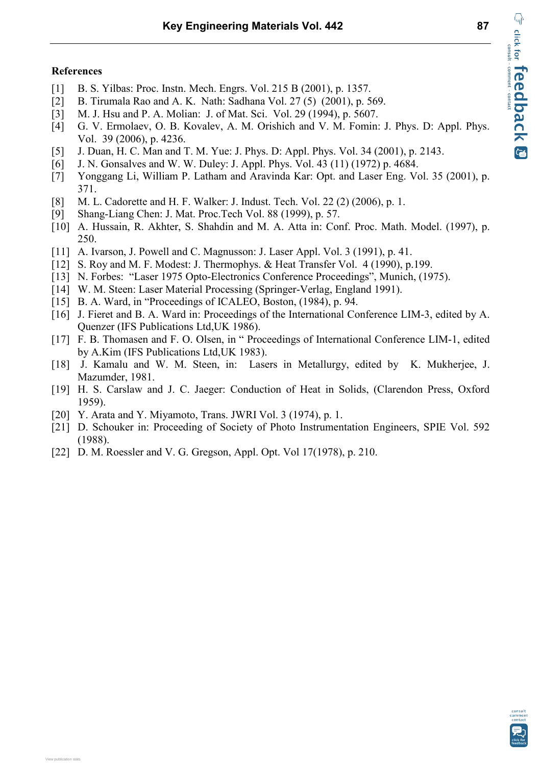## References

[1] B. S. Yilbas: Proc. Instn. Mech. Engrs. Vol. 215 B (2001), p. 1357.

[2] B. Tirumala Rao and A. K. Nath: Sadhana Vol. 27 (5) (2001), p. 569.

[3] M. J. Hsu and P. A. Molian: J. of Mat. Sci. Vol. 29 (1994), p. 5607.

[4] G. V. Ermolaev, O. B. Kovalev, A. M. Orishich and V. M. Fomin: J. Phys. D: Appl. Phys. Vol. 39 (2006), p. 4236.

[5] J. Duan, H. C. Man and T. M. Yue: J. Phys. D: Appl. Phys. Vol. 34 (2001), p. 2143.

[6] J. N. Gonsalves and W. W. Duley: J. Appl. Phys. Vol. 43 (11) (1972) p. 4684.

[7] Yonggang Li, William P. Latham and Aravinda Kar: Opt. and Laser Eng. Vol. 35 (2001), p. 371.

[8] M. L. Cadorette and H. F. Walker: J. Indust. Tech. Vol. 22 (2) (2006), p. 1.

[9] Shang-Liang Chen: J. Mat. Proc.Tech Vol. 88 (1999), p. 57.

[10] A. Hussain, R. Akhter, S. Shahdin and M. A. Atta in: Conf. Proc. Math. Model. (1997), p. 250.

[11] A. Ivarson, J. Powell and C. Magnusson: J. Laser Appl. Vol. 3 (1991), p. 41.

[12] S. Roy and M. F. Modest: J. Thermophys. & Heat Transfer Vol. 4 (1990), p.199.

[13] N. Forbes: "Laser 1975 Opto-Electronics Conference Proceedings", Munich, (1975).

[14] W. M. Steen: Laser Material Processing (Springer-Verlag, England 1991).

[15] B. A. Ward, in "Proceedings of ICALEO, Boston, (1984), p. 94.

[16] J. Fieret and B. A. Ward in: Proceedings of the International Conference LIM-3, edited by A. Quenzer (IFS Publications Ltd,UK 1986).

[17] F. B. Thomasen and F. O. Olsen, in " Proceedings of International Conference LIM-1, edited by A.Kim (IFS Publications Ltd,UK 1983).

[18] J. Kamalu and W. M. Steen, in: Lasers in Metallurgy, edited by K. Mukherjee, J. Mazumder, 1981.

[19] H. S. Carslaw and J. C. Jaeger: Conduction of Heat in Solids, (Clarendon Press, Oxford 1959).

[20] Y. Arata and Y. Miyamoto, Trans. JWRI Vol. 3 (1974), p. 1.

[21] D. Schouker in: Proceeding of Society of Photo Instrumentation Engineers, SPIE Vol. 592 (1988).

[22] D. M. Roessler and V. G. Gregson, Appl. Opt. Vol 17(1978), p. 210.